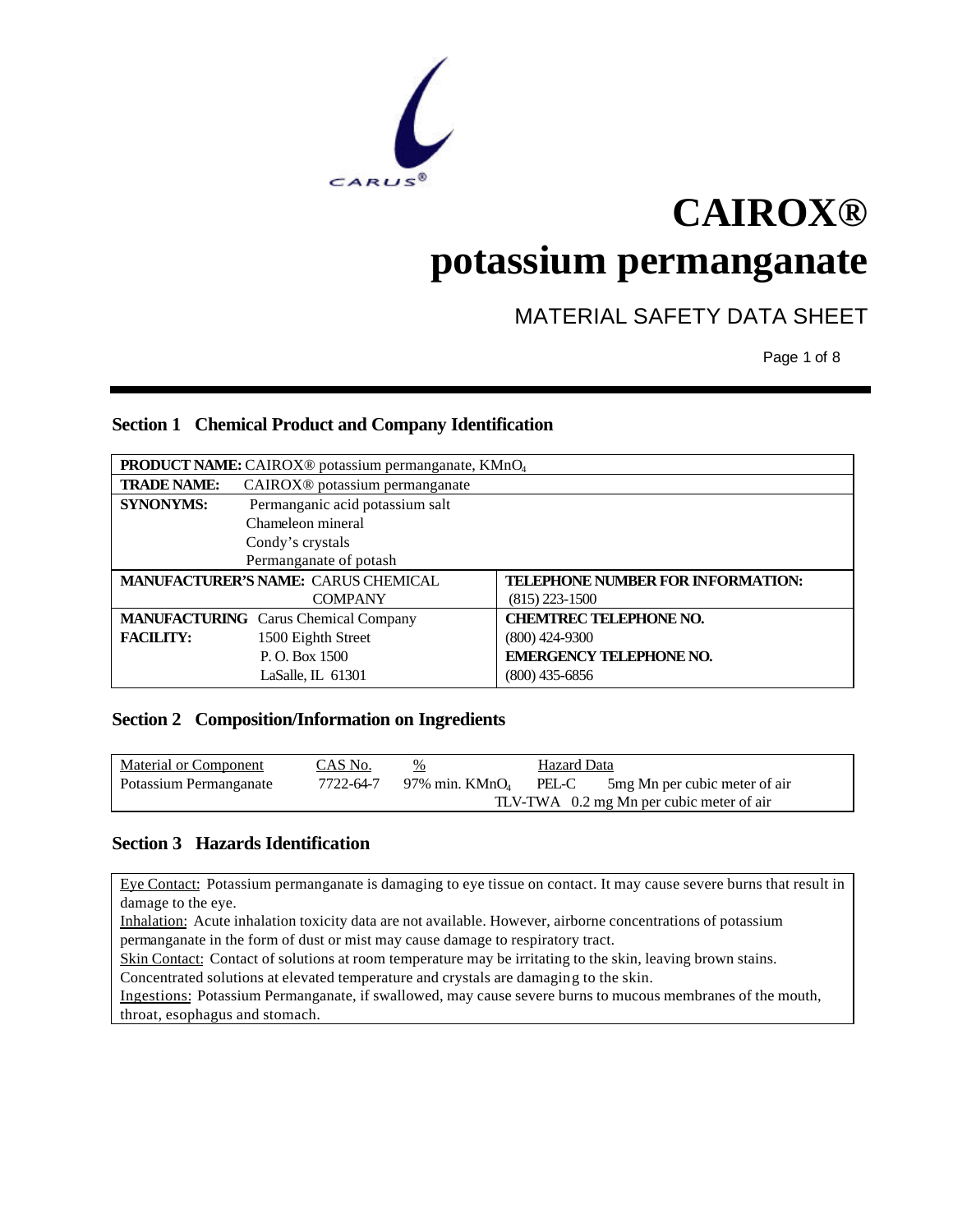# CAIROX® potassium permanganate

MATERIAL SAFETY DATA SHEET

## Section 1 Chemical Product and Company Identification

| | |
|---|---|
| **PRODUCT NAME:** CAIROX® potassium permanganate, $KMnO_4$ | |
| **TRADE NAME:** CAIROX® potassium permanganate | |
| **SYNONYMS:** Permanganic acid potassium salt<br>Chameleon mineral<br>Condy's crystals<br>Permanganate of potash | |
| **MANUFACTURER'S NAME:** CARUS CHEMICAL COMPANY | **TELEPHONE NUMBER FOR INFORMATION:**<br>(815) 223-1500 |
| **MANUFACTURING FACILITY:** Carus Chemical Company<br>1500 Eighth Street<br>P. O. Box 1500<br>LaSalle, IL 61301 | **CHEMTREC TELEPHONE NO.**<br>(800) 424-9300<br>**EMERGENCY TELEPHONE NO.**<br>(800) 435-6856 |

## Section 2 Composition/Information on Ingredients

| Material or Component | CAS No. | % | Hazard Data | |
|---|---|---|---|---|
| Potassium Permanganate | 7722-64-7 | 97% min. $KMnO_4$ | PEL-C | 5mg Mn per cubic meter of air |
| | | | TLV-TWA | 0.2 mg Mn per cubic meter of air |

## Section 3 Hazards Identification

Eye Contact: Potassium permanganate is damaging to eye tissue on contact. It may cause severe burns that result in damage to the eye.

Inhalation: Acute inhalation toxicity data are not available. However, airborne concentrations of potassium permanganate in the form of dust or mist may cause damage to respiratory tract.

Skin Contact: Contact of solutions at room temperature may be irritating to the skin, leaving brown stains. Concentrated solutions at elevated temperature and crystals are damaging to the skin.

Ingestions: Potassium Permanganate, if swallowed, may cause severe burns to mucous membranes of the mouth, throat, esophagus and stomach.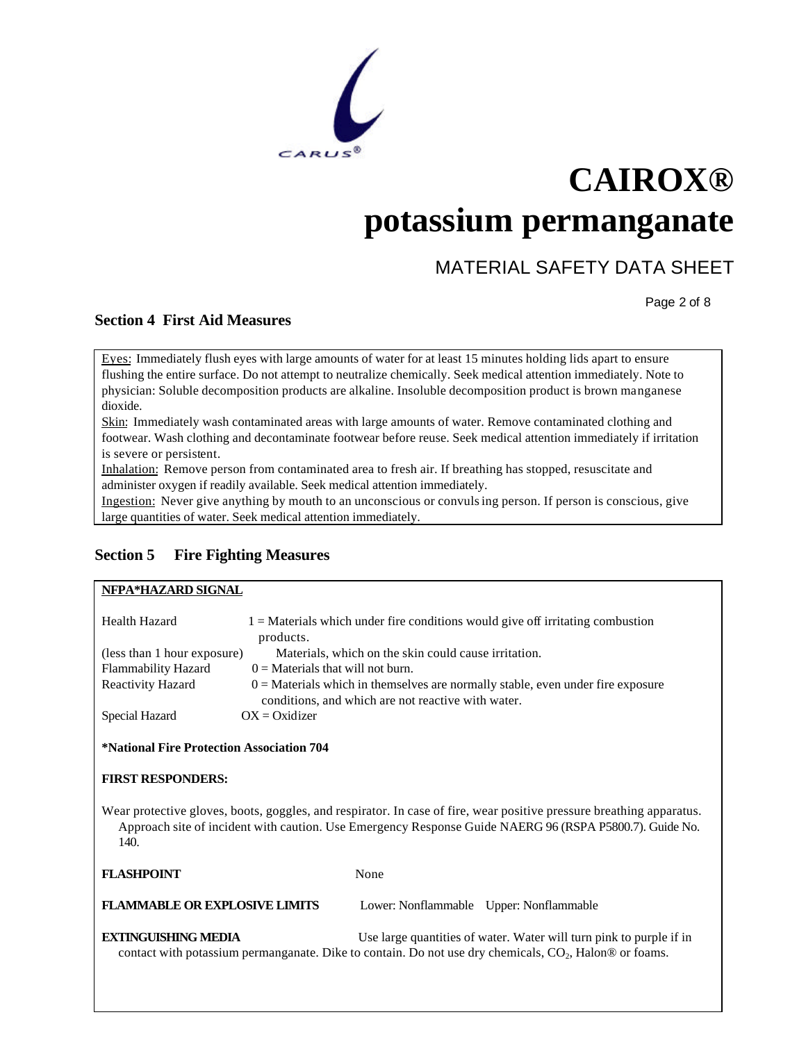## Section 4 First Aid Measures

Eyes: Immediately flush eyes with large amounts of water for at least 15 minutes holding lids apart to ensure flushing the entire surface. Do not attempt to neutralize chemically. Seek medical attention immediately. Note to physician: Soluble decomposition products are alkaline. Insoluble decomposition product is brown manganese dioxide.

Skin: Immediately wash contaminated areas with large amounts of water. Remove contaminated clothing and footwear. Wash clothing and decontaminate footwear before reuse. Seek medical attention immediately if irritation is severe or persistent.

Inhalation: Remove person from contaminated area to fresh air. If breathing has stopped, resuscitate and administer oxygen if readily available. Seek medical attention immediately.

Ingestion: Never give anything by mouth to an unconscious or convulsing person. If person is conscious, give large quantities of water. Seek medical attention immediately.

## Section 5 Fire Fighting Measures

**NFPA*HAZARD SIGNAL**

| | |
|---|---|
| Health Hazard | 1 = Materials which under fire conditions would give off irritating combustion products. |
| (less than 1 hour exposure) | Materials, which on the skin could cause irritation. |
| Flammability Hazard | 0 = Materials that will not burn. |
| Reactivity Hazard | 0 = Materials which in themselves are normally stable, even under fire exposure conditions, and which are not reactive with water. |
| Special Hazard | OX = Oxidizer |

**\*National Fire Protection Association 704**

**FIRST RESPONDERS:**

Wear protective gloves, boots, goggles, and respirator. In case of fire, wear positive pressure breathing apparatus. Approach site of incident with caution. Use Emergency Response Guide NAERG 96 (RSPA P5800.7). Guide No. 140.

**FLASHPOINT** None

**FLAMMABLE OR EXPLOSIVE LIMITS** Lower: Nonflammable Upper: Nonflammable

**EXTINGUISHING MEDIA** Use large quantities of water. Water will turn pink to purple if in contact with potassium permanganate. Dike to contain. Do not use dry chemicals, $CO_2$, Halon® or foams.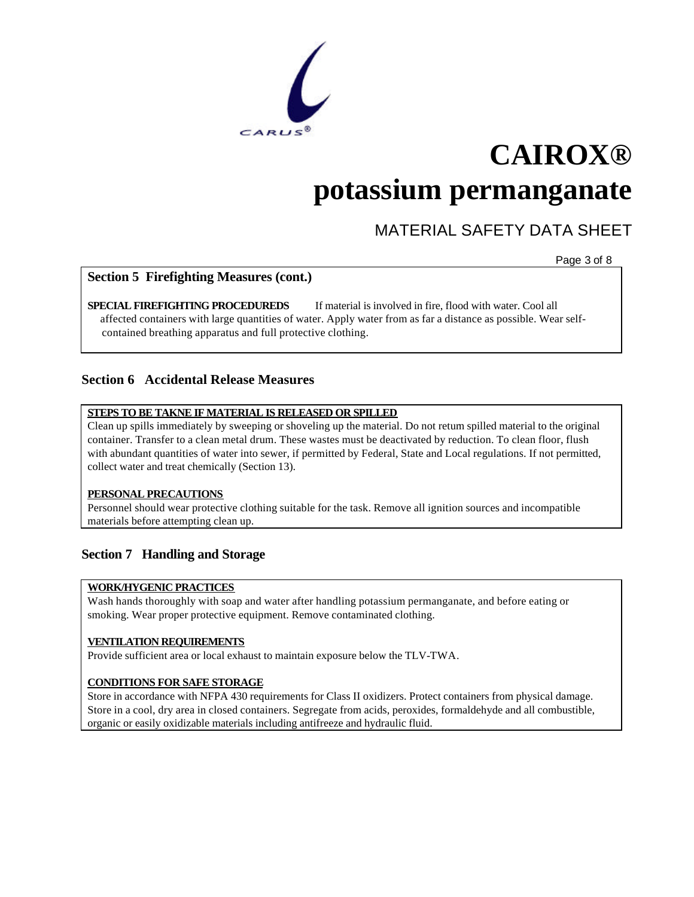## Section 5 Firefighting Measures (cont.)

**SPECIAL FIREFIGHTING PROCEDUREDS** If material is involved in fire, flood with water. Cool all affected containers with large quantities of water. Apply water from as far a distance as possible. Wear self-contained breathing apparatus and full protective clothing.

## Section 6 Accidental Release Measures

**STEPS TO BE TAKNE IF MATERIAL IS RELEASED OR SPILLED**

Clean up spills immediately by sweeping or shoveling up the material. Do not retum spilled material to the original container. Transfer to a clean metal drum. These wastes must be deactivated by reduction. To clean floor, flush with abundant quantities of water into sewer, if permitted by Federal, State and Local regulations. If not permitted, collect water and treat chemically (Section 13).

**PERSONAL PRECAUTIONS**

Personnel should wear protective clothing suitable for the task. Remove all ignition sources and incompatible materials before attempting clean up.

## Section 7 Handling and Storage

**WORK/HYGENIC PRACTICES**

Wash hands thoroughly with soap and water after handling potassium permanganate, and before eating or smoking. Wear proper protective equipment. Remove contaminated clothing.

**VENTILATION REQUIREMENTS**

Provide sufficient area or local exhaust to maintain exposure below the TLV-TWA.

**CONDITIONS FOR SAFE STORAGE**

Store in accordance with NFPA 430 requirements for Class II oxidizers. Protect containers from physical damage. Store in a cool, dry area in closed containers. Segregate from acids, peroxides, formaldehyde and all combustible, organic or easily oxidizable materials including antifreeze and hydraulic fluid.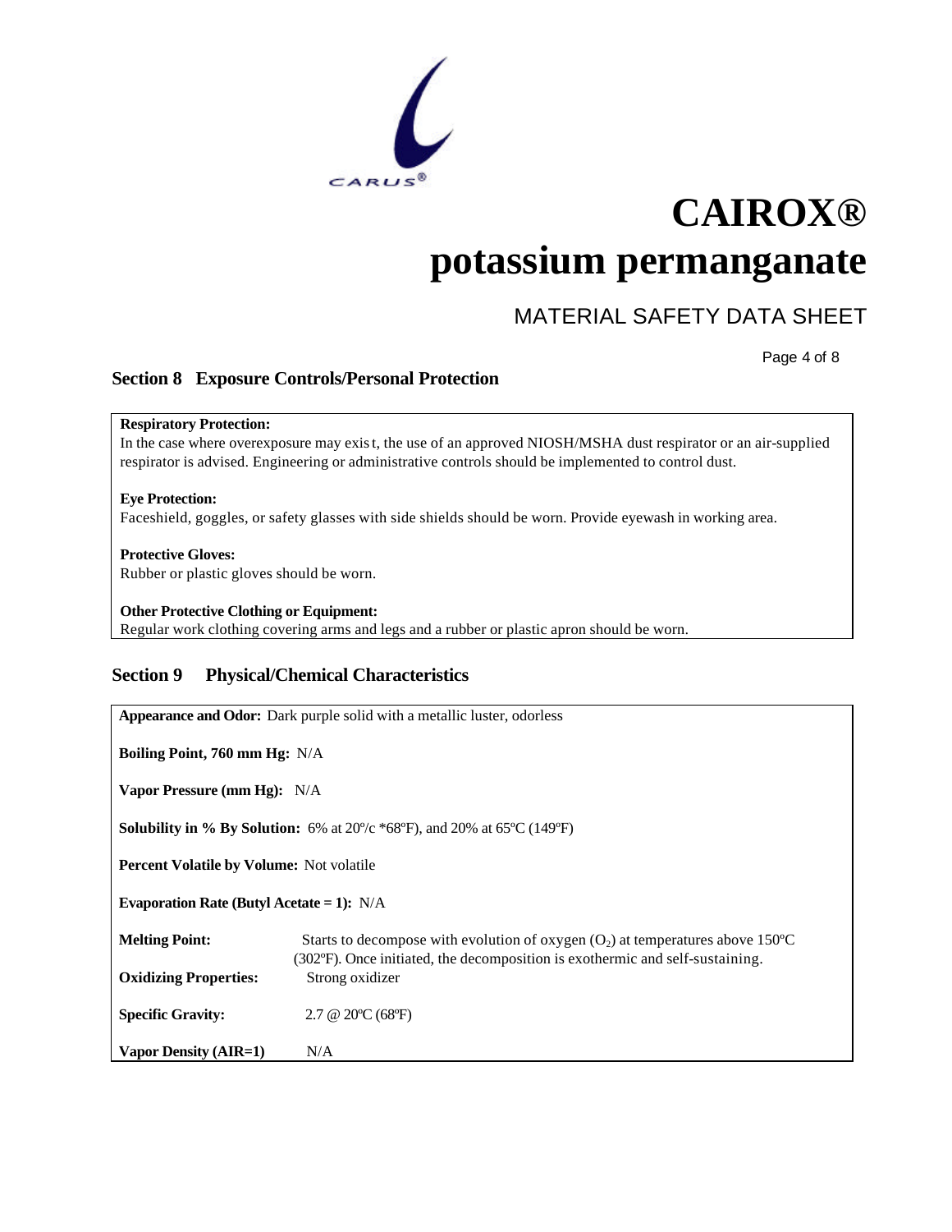# CAIROX® potassium permanganate

## MATERIAL SAFETY DATA SHEET

### Section 8 Exposure Controls/Personal Protection

**Respiratory Protection:**
In the case where overexposure may exist, the use of an approved NIOSH/MSHA dust respirator or an air-supplied respirator is advised. Engineering or administrative controls should be implemented to control dust.

**Eye Protection:**
Faceshield, goggles, or safety glasses with side shields should be worn. Provide eyewash in working area.

**Protective Gloves:**
Rubber or plastic gloves should be worn.

**Other Protective Clothing or Equipment:**
Regular work clothing covering arms and legs and a rubber or plastic apron should be worn.

### Section 9 Physical/Chemical Characteristics

**Appearance and Odor:** Dark purple solid with a metallic luster, odorless

**Boiling Point, 760 mm Hg:** N/A

**Vapor Pressure (mm Hg):** N/A

**Solubility in % By Solution:** 6% at 20º/c *68ºF), and 20% at 65ºC (149ºF)

**Percent Volatile by Volume:** Not volatile

**Evaporation Rate (Butyl Acetate = 1):** N/A

**Melting Point:** Starts to decompose with evolution of oxygen ($O_2$) at temperatures above 150ºC (302ºF). Once initiated, the decomposition is exothermic and self-sustaining.

**Oxidizing Properties:** Strong oxidizer

**Specific Gravity:** 2.7 @ 20ºC (68ºF)

**Vapor Density (AIR=1)** N/A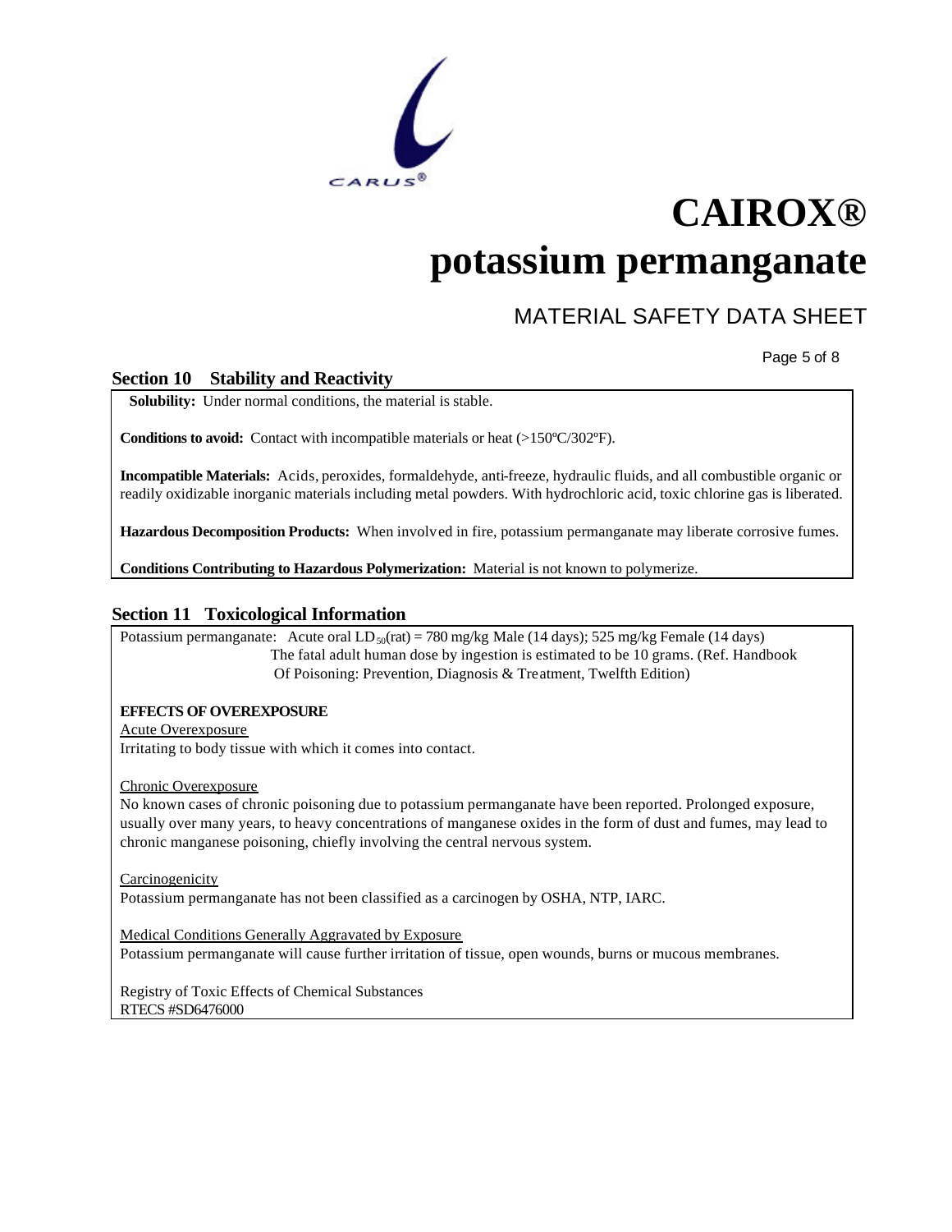## Section 10 Stability and Reactivity

**Solubility:** Under normal conditions, the material is stable.

**Conditions to avoid:** Contact with incompatible materials or heat (>150ºC/302ºF).

**Incompatible Materials:** Acids, peroxides, formaldehyde, anti-freeze, hydraulic fluids, and all combustible organic or readily oxidizable inorganic materials including metal powders. With hydrochloric acid, toxic chlorine gas is liberated.

**Hazardous Decomposition Products:** When involved in fire, potassium permanganate may liberate corrosive fumes.

**Conditions Contributing to Hazardous Polymerization:** Material is not known to polymerize.

## Section 11 Toxicological Information

Potassium permanganate: Acute oral $LD_{50}$(rat) = 780 mg/kg Male (14 days); 525 mg/kg Female (14 days)
The fatal adult human dose by ingestion is estimated to be 10 grams. (Ref. Handbook Of Poisoning: Prevention, Diagnosis & Treatment, Twelfth Edition)

**EFFECTS OF OVEREXPOSURE**

Acute Overexposure

Irritating to body tissue with which it comes into contact.

Chronic Overexposure

No known cases of chronic poisoning due to potassium permanganate have been reported. Prolonged exposure, usually over many years, to heavy concentrations of manganese oxides in the form of dust and fumes, may lead to chronic manganese poisoning, chiefly involving the central nervous system.

Carcinogenicity

Potassium permanganate has not been classified as a carcinogen by OSHA, NTP, IARC.

Medical Conditions Generally Aggravated by Exposure

Potassium permanganate will cause further irritation of tissue, open wounds, burns or mucous membranes.

Registry of Toxic Effects of Chemical Substances
RTECS #SD6476000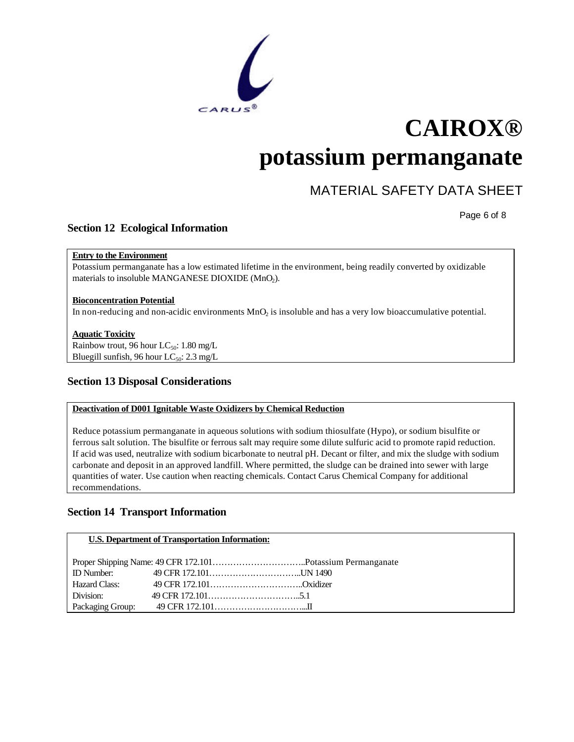## Section 12 Ecological Information

**Entry to the Environment**

Potassium permanganate has a low estimated lifetime in the environment, being readily converted by oxidizable materials to insoluble MANGANESE DIOXIDE ($MnO_2$).

**Bioconcentration Potential**

In non-reducing and non-acidic environments $MnO_2$ is insoluble and has a very low bioaccumulative potential.

**Aquatic Toxicity**

Rainbow trout, 96 hour $LC_{50}$: 1.80 mg/L
Bluegill sunfish, 96 hour $LC_{50}$: 2.3 mg/L

## Section 13 Disposal Considerations

**Deactivation of D001 Ignitable Waste Oxidizers by Chemical Reduction**

Reduce potassium permanganate in aqueous solutions with sodium thiosulfate (Hypo), or sodium bisulfite or ferrous salt solution. The bisulfite or ferrous salt may require some dilute sulfuric acid to promote rapid reduction. If acid was used, neutralize with sodium bicarbonate to neutral pH. Decant or filter, and mix the sludge with sodium carbonate and deposit in an approved landfill. Where permitted, the sludge can be drained into sewer with large quantities of water. Use caution when reacting chemicals. Contact Carus Chemical Company for additional recommendations.

## Section 14 Transport Information

**U.S. Department of Transportation Information:**

| | | |
|---|---|---|
| Proper Shipping Name: | 49 CFR 172.101 | Potassium Permanganate |
| ID Number: | 49 CFR 172.101 | UN 1490 |
| Hazard Class: | 49 CFR 172.101 | Oxidizer |
| Division: | 49 CFR 172.101 | 5.1 |
| Packaging Group: | 49 CFR 172.101 | II |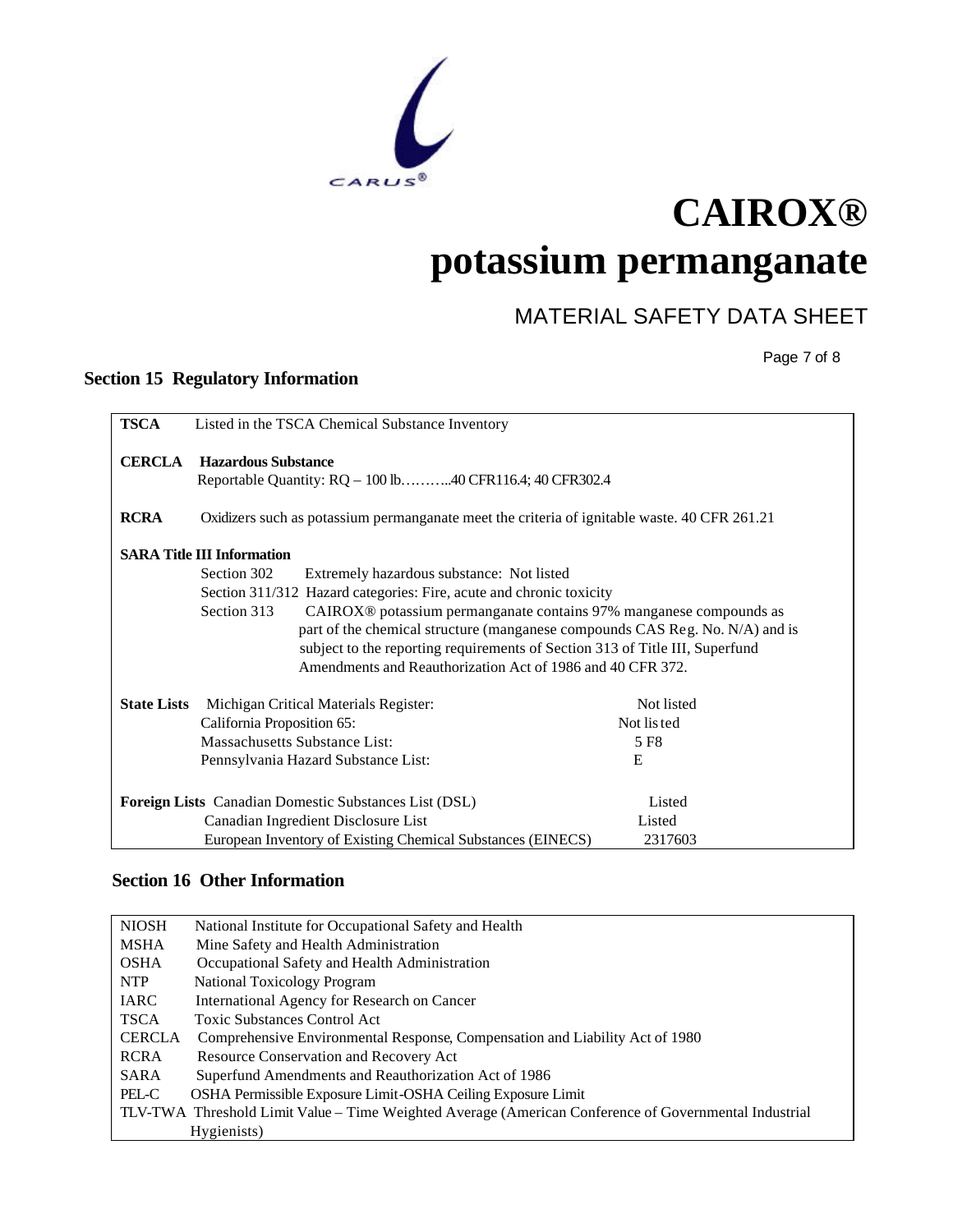# CAIROX®
# potassium permanganate

MATERIAL SAFETY DATA SHEET

## Section 15 Regulatory Information

**TSCA** Listed in the TSCA Chemical Substance Inventory

**CERCLA** **Hazardous Substance**
Reportable Quantity: RQ – 100 lb………..40 CFR116.4; 40 CFR302.4

**RCRA** Oxidizers such as potassium permanganate meet the criteria of ignitable waste. 40 CFR 261.21

**SARA Title III Information**

- Section 302 Extremely hazardous substance: Not listed
- Section 311/312 Hazard categories: Fire, acute and chronic toxicity
- Section 313 CAIROX® potassium permanganate contains 97% manganese compounds as part of the chemical structure (manganese compounds CAS Reg. No. N/A) and is subject to the reporting requirements of Section 313 of Title III, Superfund Amendments and Reauthorization Act of 1986 and 40 CFR 372.

| **State Lists** | |
|---|---|
| Michigan Critical Materials Register: | Not listed |
| California Proposition 65: | Not listed |
| Massachusetts Substance List: | 5 F8 |
| Pennsylvania Hazard Substance List: | E |

| **Foreign Lists** | |
|---|---|
| Canadian Domestic Substances List (DSL) | Listed |
| Canadian Ingredient Disclosure List | Listed |
| European Inventory of Existing Chemical Substances (EINECS) | 2317603 |

## Section 16 Other Information

| | |
|---|---|
| NIOSH | National Institute for Occupational Safety and Health |
| MSHA | Mine Safety and Health Administration |
| OSHA | Occupational Safety and Health Administration |
| NTP | National Toxicology Program |
| IARC | International Agency for Research on Cancer |
| TSCA | Toxic Substances Control Act |
| CERCLA | Comprehensive Environmental Response, Compensation and Liability Act of 1980 |
| RCRA | Resource Conservation and Recovery Act |
| SARA | Superfund Amendments and Reauthorization Act of 1986 |
| PEL-C | OSHA Permissible Exposure Limit-OSHA Ceiling Exposure Limit |
| TLV-TWA | Threshold Limit Value – Time Weighted Average (American Conference of Governmental Industrial Hygienists) |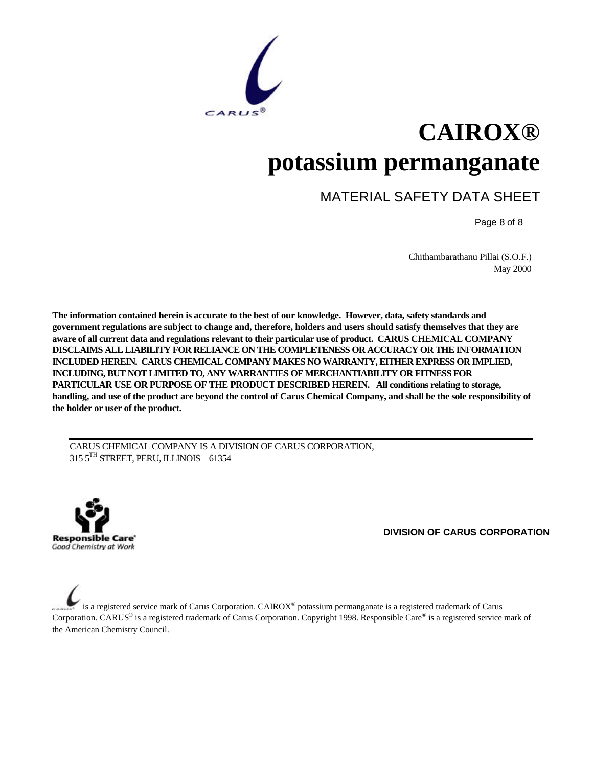# CAIROX®
# potassium permanganate

MATERIAL SAFETY DATA SHEET

Chithambarathanu Pillai (S.O.F.)
May 2000

**The information contained herein is accurate to the best of our knowledge. However, data, safety standards and government regulations are subject to change and, therefore, holders and users should satisfy themselves that they are aware of all current data and regulations relevant to their particular use of product. CARUS CHEMICAL COMPANY DISCLAIMS ALL LIABILITY FOR RELIANCE ON THE COMPLETENESS OR ACCURACY OR THE INFORMATION INCLUDED HEREIN. CARUS CHEMICAL COMPANY MAKES NO WARRANTY, EITHER EXPRESS OR IMPLIED, INCLUDING, BUT NOT LIMITED TO, ANY WARRANTIES OF MERCHANTIABILITY OR FITNESS FOR PARTICULAR USE OR PURPOSE OF THE PRODUCT DESCRIBED HEREIN. All conditions relating to storage, handling, and use of the product are beyond the control of Carus Chemical Company, and shall be the sole responsibility of the holder or user of the product.**

---

CARUS CHEMICAL COMPANY IS A DIVISION OF CARUS CORPORATION,
315 5TH STREET, PERU, ILLINOIS 61354

**Responsible Care®**
*Good Chemistry at Work*

**DIVISION OF CARUS CORPORATION**

is a registered service mark of Carus Corporation. CAIROX® potassium permanganate is a registered trademark of Carus Corporation. CARUS® is a registered trademark of Carus Corporation. Copyright 1998. Responsible Care® is a registered service mark of the American Chemistry Council.